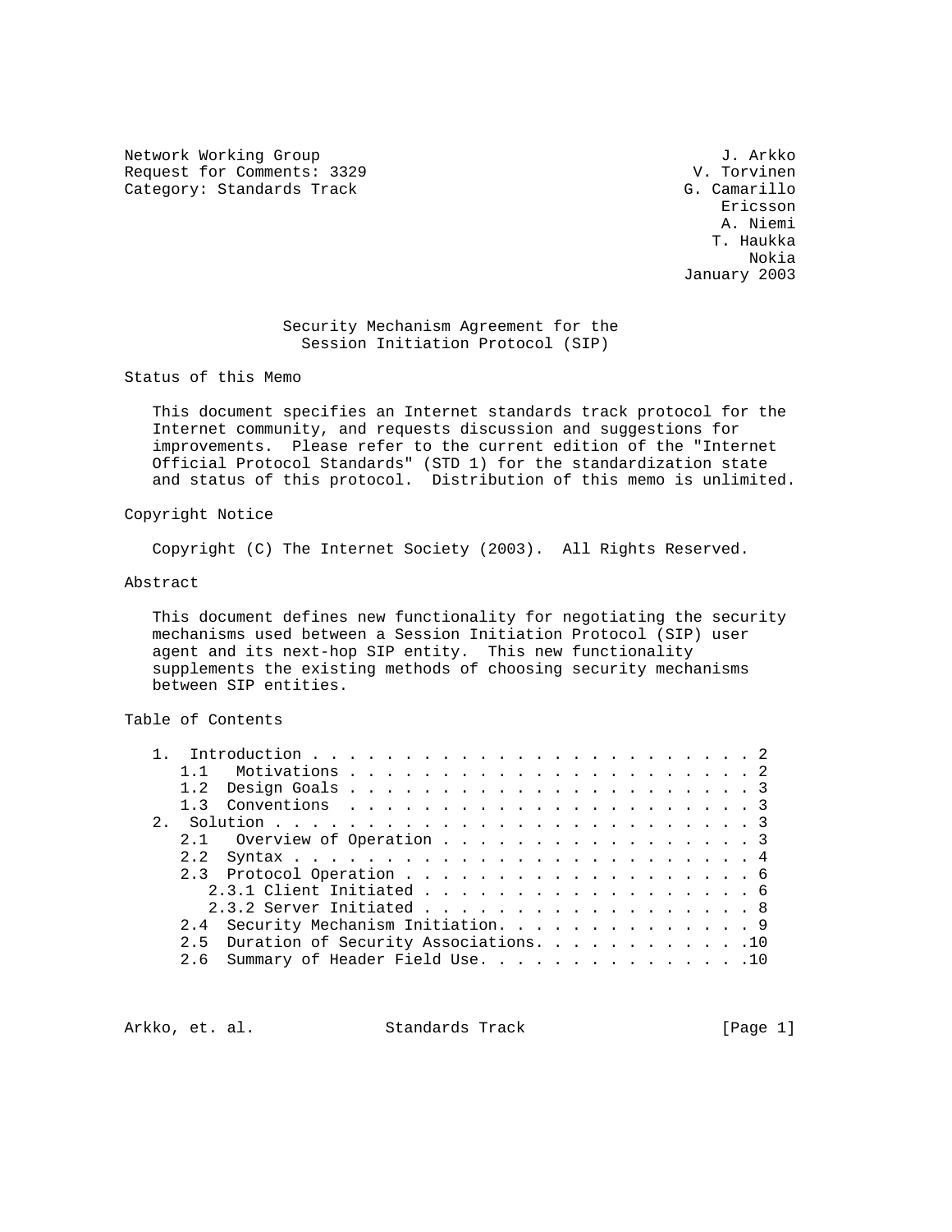Network Working Group J. Arkko
Request for Comments: 3329 V. Torvinen
Category: Standards Track G. Camarillo
Ericsson
A. Niemi
T. Haukka
Nokia
January 2003

# Security Mechanism Agreement for the Session Initiation Protocol (SIP)

## Status of this Memo

This document specifies an Internet standards track protocol for the Internet community, and requests discussion and suggestions for improvements. Please refer to the current edition of the "Internet Official Protocol Standards" (STD 1) for the standardization state and status of this protocol. Distribution of this memo is unlimited.

## Copyright Notice

Copyright (C) The Internet Society (2003). All Rights Reserved.

## Abstract

This document defines new functionality for negotiating the security mechanisms used between a Session Initiation Protocol (SIP) user agent and its next-hop SIP entity. This new functionality supplements the existing methods of choosing security mechanisms between SIP entities.

## Table of Contents

```
   1.  Introduction . . . . . . . . . . . . . . . . . . . . . . . . . 2
      1.1   Motivations . . . . . . . . . . . . . . . . . . . . . . . 2
      1.2  Design Goals . . . . . . . . . . . . . . . . . . . . . . . 3
      1.3  Conventions  . . . . . . . . . . . . . . . . . . . . . . . 3
   2.  Solution . . . . . . . . . . . . . . . . . . . . . . . . . . . 3
      2.1   Overview of Operation . . . . . . . . . . . . . . . . . . 3
      2.2  Syntax . . . . . . . . . . . . . . . . . . . . . . . . . . 4
      2.3  Protocol Operation . . . . . . . . . . . . . . . . . . . . 6
         2.3.1 Client Initiated . . . . . . . . . . . . . . . . . . . 6
         2.3.2 Server Initiated . . . . . . . . . . . . . . . . . . . 8
      2.4  Security Mechanism Initiation. . . . . . . . . . . . . . . 9
      2.5  Duration of Security Associations. . . . . . . . . . . . .10
      2.6  Summary of Header Field Use. . . . . . . . . . . . . . . .10
```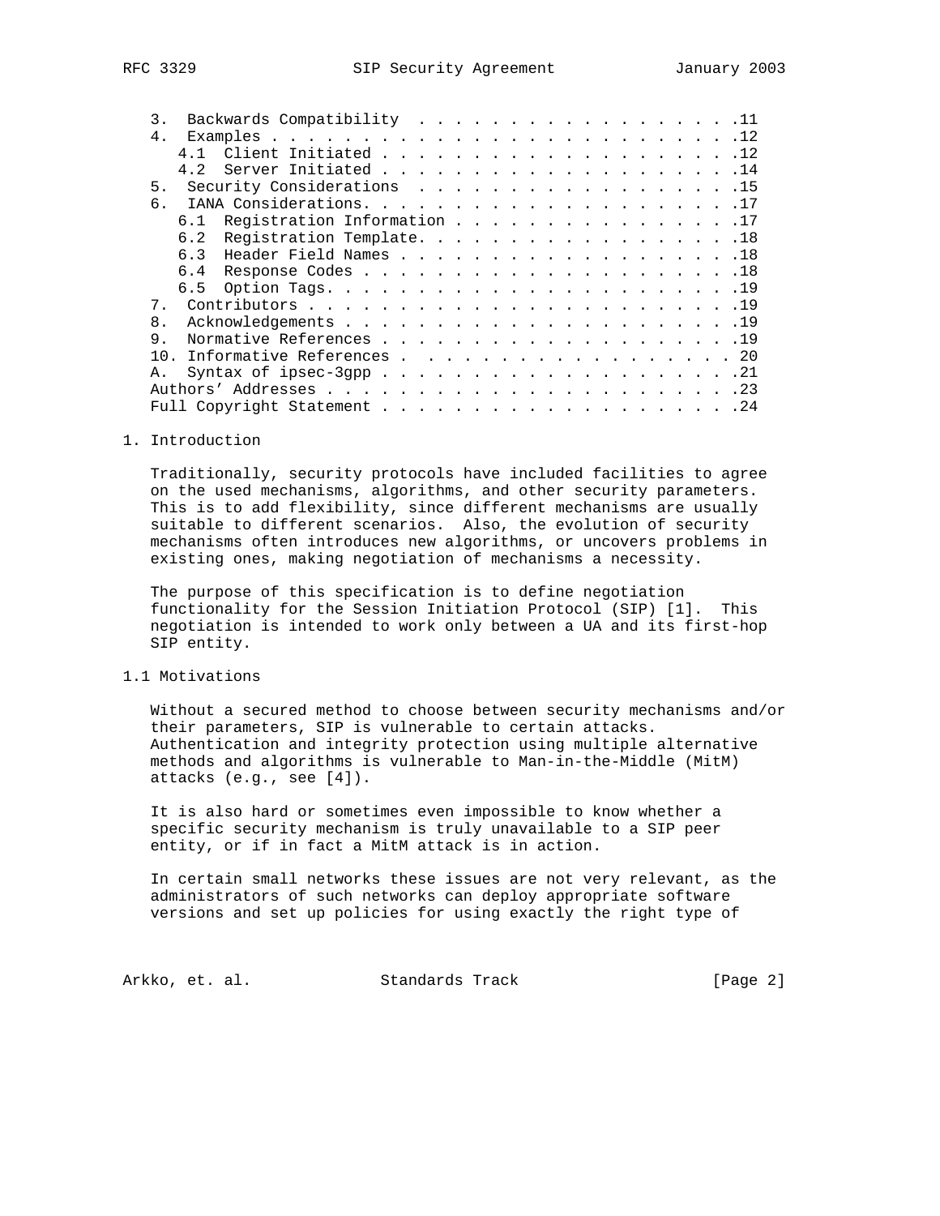3. Backwards Compatibility . . . . . . . . . . . . . . . . . . .11
4. Examples . . . . . . . . . . . . . . . . . . . . . . . . . .12
   4.1 Client Initiated . . . . . . . . . . . . . . . . . . . . .12
   4.2 Server Initiated . . . . . . . . . . . . . . . . . . . . .14
5. Security Considerations . . . . . . . . . . . . . . . . . . .15
6. IANA Considerations. . . . . . . . . . . . . . . . . . . . . .17
   6.1 Registration Information . . . . . . . . . . . . . . . . .17
   6.2 Registration Template. . . . . . . . . . . . . . . . . . .18
   6.3 Header Field Names . . . . . . . . . . . . . . . . . . . .18
   6.4 Response Codes . . . . . . . . . . . . . . . . . . . . . .18
   6.5 Option Tags. . . . . . . . . . . . . . . . . . . . . . . .19
7. Contributors . . . . . . . . . . . . . . . . . . . . . . . . .19
8. Acknowledgements . . . . . . . . . . . . . . . . . . . . . . .19
9. Normative References . . . . . . . . . . . . . . . . . . . . .19
10. Informative References . . . . . . . . . . . . . . . . . . . 20
A. Syntax of ipsec-3gpp . . . . . . . . . . . . . . . . . . . . .21
Authors' Addresses . . . . . . . . . . . . . . . . . . . . . . . .23
Full Copyright Statement . . . . . . . . . . . . . . . . . . . . .24

# 1. Introduction

Traditionally, security protocols have included facilities to agree on the used mechanisms, algorithms, and other security parameters. This is to add flexibility, since different mechanisms are usually suitable to different scenarios. Also, the evolution of security mechanisms often introduces new algorithms, or uncovers problems in existing ones, making negotiation of mechanisms a necessity.

The purpose of this specification is to define negotiation functionality for the Session Initiation Protocol (SIP) [1]. This negotiation is intended to work only between a UA and its first-hop SIP entity.

## 1.1 Motivations

Without a secured method to choose between security mechanisms and/or their parameters, SIP is vulnerable to certain attacks. Authentication and integrity protection using multiple alternative methods and algorithms is vulnerable to Man-in-the-Middle (MitM) attacks (e.g., see [4]).

It is also hard or sometimes even impossible to know whether a specific security mechanism is truly unavailable to a SIP peer entity, or if in fact a MitM attack is in action.

In certain small networks these issues are not very relevant, as the administrators of such networks can deploy appropriate software versions and set up policies for using exactly the right type of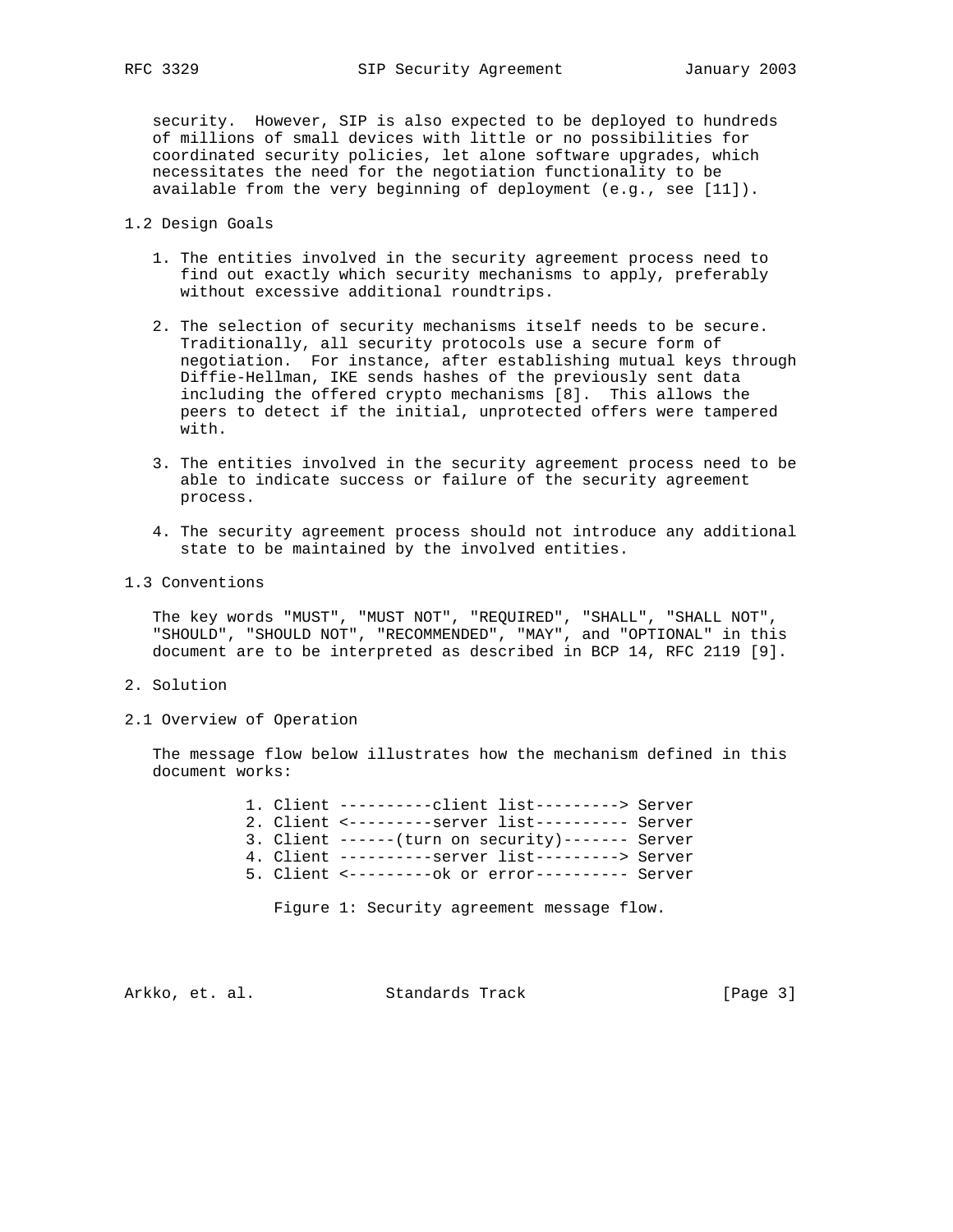security. However, SIP is also expected to be deployed to hundreds of millions of small devices with little or no possibilities for coordinated security policies, let alone software upgrades, which necessitates the need for the negotiation functionality to be available from the very beginning of deployment (e.g., see [11]).

### 1.2 Design Goals

1. The entities involved in the security agreement process need to find out exactly which security mechanisms to apply, preferably without excessive additional roundtrips.

2. The selection of security mechanisms itself needs to be secure. Traditionally, all security protocols use a secure form of negotiation. For instance, after establishing mutual keys through Diffie-Hellman, IKE sends hashes of the previously sent data including the offered crypto mechanisms [8]. This allows the peers to detect if the initial, unprotected offers were tampered with.

3. The entities involved in the security agreement process need to be able to indicate success or failure of the security agreement process.

4. The security agreement process should not introduce any additional state to be maintained by the involved entities.

### 1.3 Conventions

The key words "MUST", "MUST NOT", "REQUIRED", "SHALL", "SHALL NOT", "SHOULD", "SHOULD NOT", "RECOMMENDED", "MAY", and "OPTIONAL" in this document are to be interpreted as described in BCP 14, RFC 2119 [9].

## 2. Solution

### 2.1 Overview of Operation

The message flow below illustrates how the mechanism defined in this document works:

```
1. Client ----------client list---------> Server
2. Client <---------server list---------- Server
3. Client ------(turn on security)------- Server
4. Client ----------server list---------> Server
5. Client <---------ok or error---------- Server
```

Figure 1: Security agreement message flow.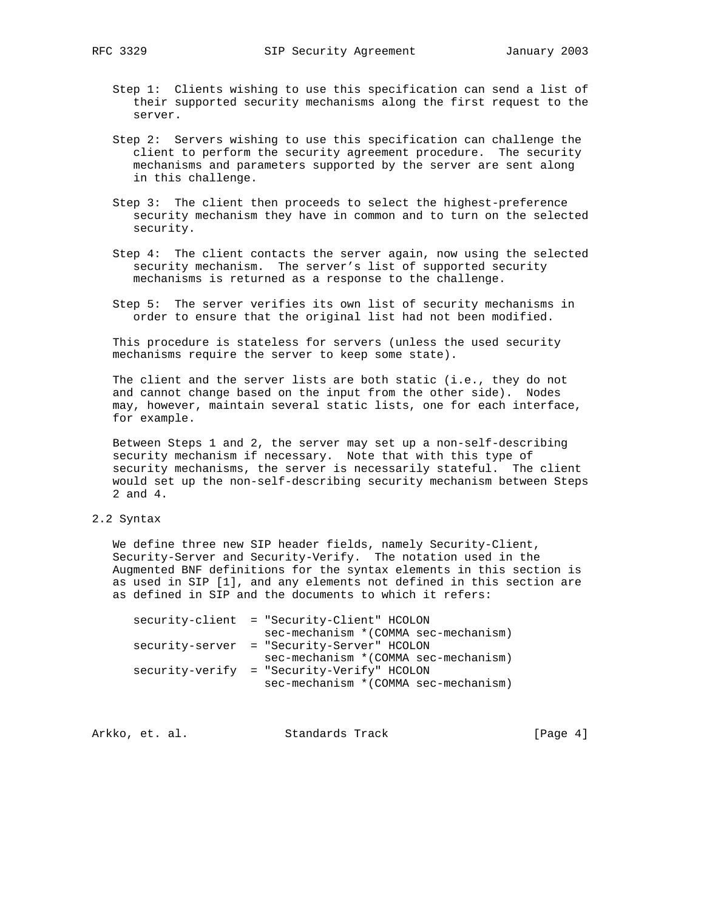Step 1: Clients wishing to use this specification can send a list of their supported security mechanisms along the first request to the server.

Step 2: Servers wishing to use this specification can challenge the client to perform the security agreement procedure. The security mechanisms and parameters supported by the server are sent along in this challenge.

Step 3: The client then proceeds to select the highest-preference security mechanism they have in common and to turn on the selected security.

Step 4: The client contacts the server again, now using the selected security mechanism. The server's list of supported security mechanisms is returned as a response to the challenge.

Step 5: The server verifies its own list of security mechanisms in order to ensure that the original list had not been modified.

This procedure is stateless for servers (unless the used security mechanisms require the server to keep some state).

The client and the server lists are both static (i.e., they do not and cannot change based on the input from the other side). Nodes may, however, maintain several static lists, one for each interface, for example.

Between Steps 1 and 2, the server may set up a non-self-describing security mechanism if necessary. Note that with this type of security mechanisms, the server is necessarily stateful. The client would set up the non-self-describing security mechanism between Steps 2 and 4.

## 2.2 Syntax

We define three new SIP header fields, namely Security-Client, Security-Server and Security-Verify. The notation used in the Augmented BNF definitions for the syntax elements in this section is as used in SIP [1], and any elements not defined in this section are as defined in SIP and the documents to which it refers:

```
security-client  = "Security-Client" HCOLON
                   sec-mechanism *(COMMA sec-mechanism)
security-server  = "Security-Server" HCOLON
                   sec-mechanism *(COMMA sec-mechanism)
security-verify  = "Security-Verify" HCOLON
                   sec-mechanism *(COMMA sec-mechanism)
```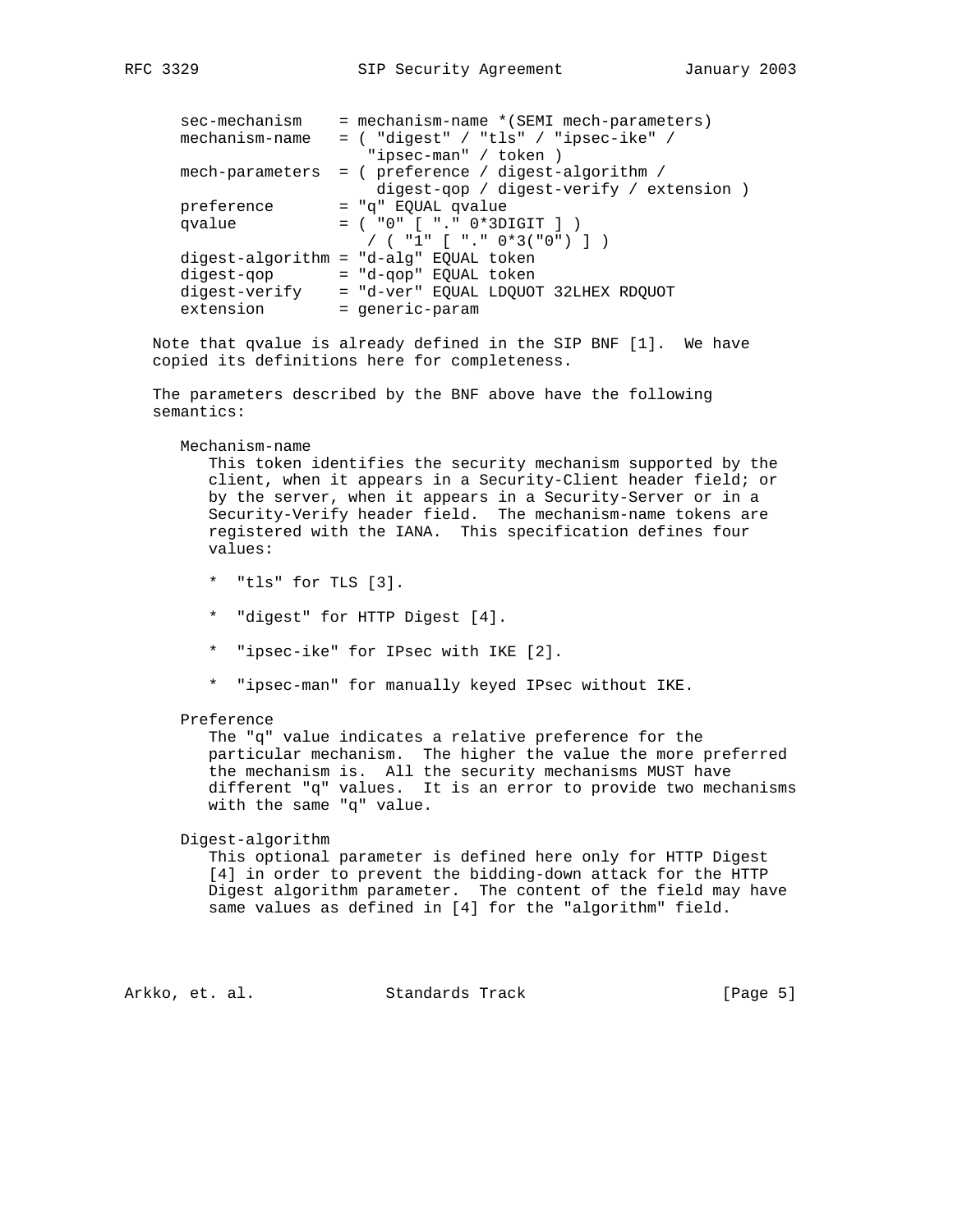```
sec-mechanism    = mechanism-name *(SEMI mech-parameters)
mechanism-name   = ( "digest" / "tls" / "ipsec-ike" /
                    "ipsec-man" / token )
mech-parameters  = ( preference / digest-algorithm /
                     digest-qop / digest-verify / extension )
preference       = "q" EQUAL qvalue
qvalue           = ( "0" [ "." 0*3DIGIT ] )
                    / ( "1" [ "." 0*3("0") ] )
digest-algorithm = "d-alg" EQUAL token
digest-qop       = "d-qop" EQUAL token
digest-verify    = "d-ver" EQUAL LDQUOT 32LHEX RDQUOT
extension        = generic-param
```

Note that qvalue is already defined in the SIP BNF [1]. We have copied its definitions here for completeness.

The parameters described by the BNF above have the following semantics:

Mechanism-name

This token identifies the security mechanism supported by the client, when it appears in a Security-Client header field; or by the server, when it appears in a Security-Server or in a Security-Verify header field. The mechanism-name tokens are registered with the IANA. This specification defines four values:

* "tls" for TLS [3].
* "digest" for HTTP Digest [4].
* "ipsec-ike" for IPsec with IKE [2].
* "ipsec-man" for manually keyed IPsec without IKE.

Preference

The "q" value indicates a relative preference for the particular mechanism. The higher the value the more preferred the mechanism is. All the security mechanisms MUST have different "q" values. It is an error to provide two mechanisms with the same "q" value.

Digest-algorithm

This optional parameter is defined here only for HTTP Digest [4] in order to prevent the bidding-down attack for the HTTP Digest algorithm parameter. The content of the field may have same values as defined in [4] for the "algorithm" field.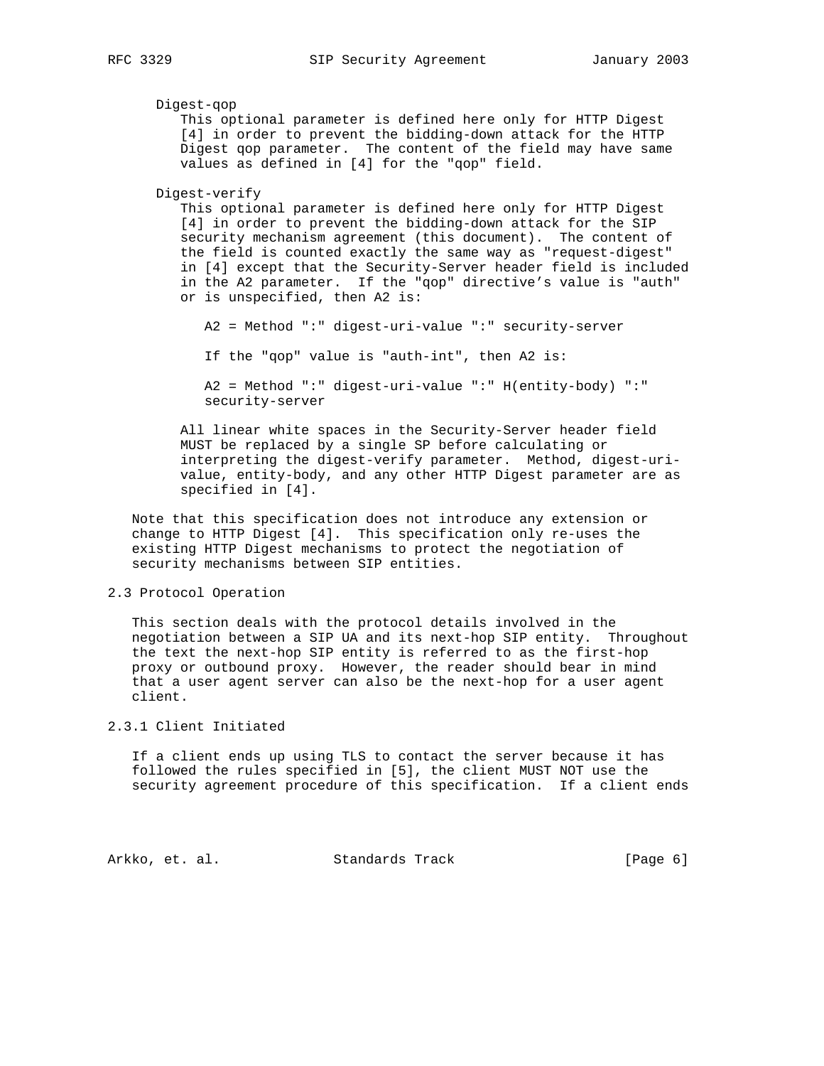Digest-qop

This optional parameter is defined here only for HTTP Digest [4] in order to prevent the bidding-down attack for the HTTP Digest qop parameter. The content of the field may have same values as defined in [4] for the "qop" field.

Digest-verify

This optional parameter is defined here only for HTTP Digest [4] in order to prevent the bidding-down attack for the SIP security mechanism agreement (this document). The content of the field is counted exactly the same way as "request-digest" in [4] except that the Security-Server header field is included in the A2 parameter. If the "qop" directive's value is "auth" or is unspecified, then A2 is:

```
A2 = Method ":" digest-uri-value ":" security-server
```

If the "qop" value is "auth-int", then A2 is:

```
A2 = Method ":" digest-uri-value ":" H(entity-body) ":"
security-server
```

All linear white spaces in the Security-Server header field MUST be replaced by a single SP before calculating or interpreting the digest-verify parameter. Method, digest-uri-value, entity-body, and any other HTTP Digest parameter are as specified in [4].

Note that this specification does not introduce any extension or change to HTTP Digest [4]. This specification only re-uses the existing HTTP Digest mechanisms to protect the negotiation of security mechanisms between SIP entities.

### 2.3 Protocol Operation

This section deals with the protocol details involved in the negotiation between a SIP UA and its next-hop SIP entity. Throughout the text the next-hop SIP entity is referred to as the first-hop proxy or outbound proxy. However, the reader should bear in mind that a user agent server can also be the next-hop for a user agent client.

#### 2.3.1 Client Initiated

If a client ends up using TLS to contact the server because it has followed the rules specified in [5], the client MUST NOT use the security agreement procedure of this specification. If a client ends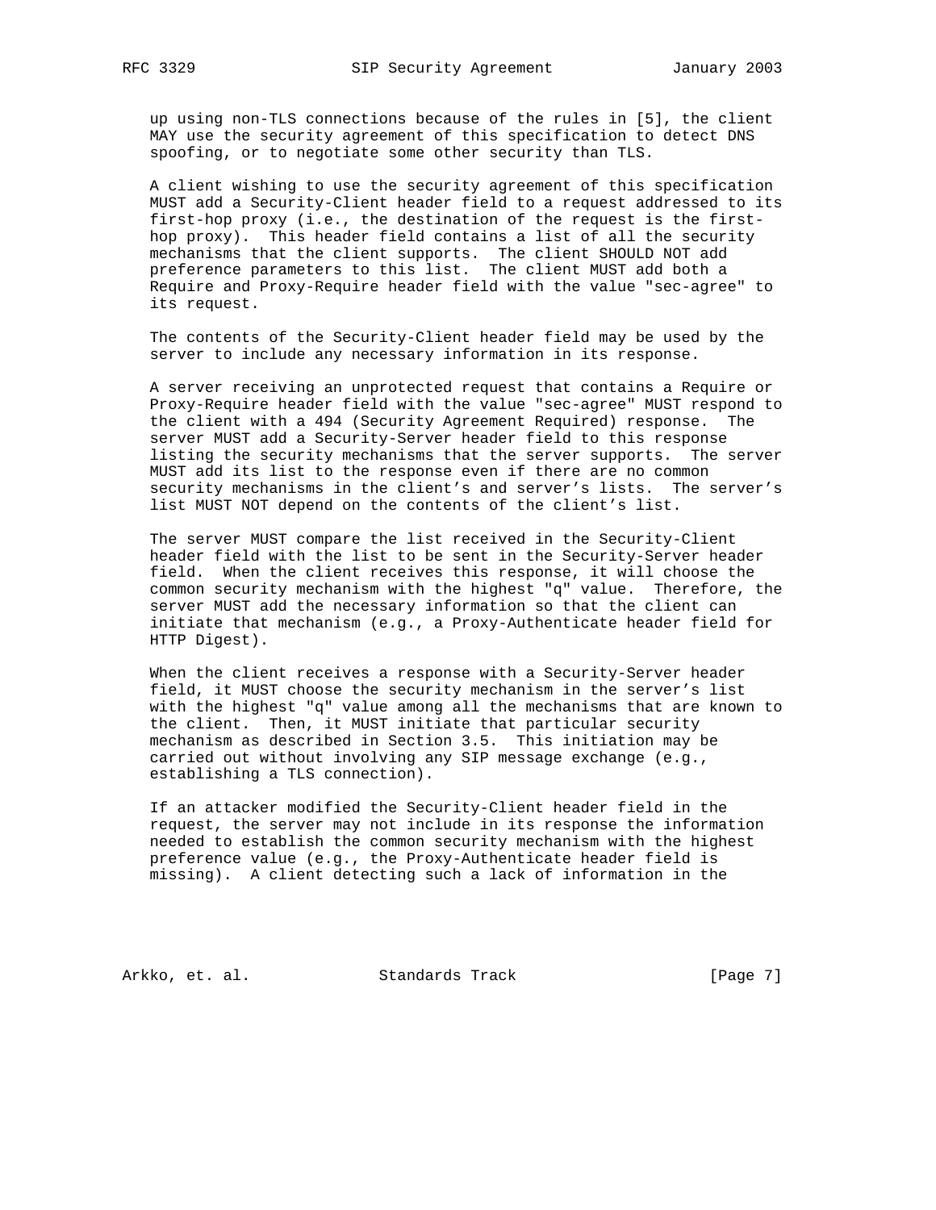up using non-TLS connections because of the rules in [5], the client MAY use the security agreement of this specification to detect DNS spoofing, or to negotiate some other security than TLS.

A client wishing to use the security agreement of this specification MUST add a Security-Client header field to a request addressed to its first-hop proxy (i.e., the destination of the request is the first-hop proxy). This header field contains a list of all the security mechanisms that the client supports. The client SHOULD NOT add preference parameters to this list. The client MUST add both a Require and Proxy-Require header field with the value "sec-agree" to its request.

The contents of the Security-Client header field may be used by the server to include any necessary information in its response.

A server receiving an unprotected request that contains a Require or Proxy-Require header field with the value "sec-agree" MUST respond to the client with a 494 (Security Agreement Required) response. The server MUST add a Security-Server header field to this response listing the security mechanisms that the server supports. The server MUST add its list to the response even if there are no common security mechanisms in the client's and server's lists. The server's list MUST NOT depend on the contents of the client's list.

The server MUST compare the list received in the Security-Client header field with the list to be sent in the Security-Server header field. When the client receives this response, it will choose the common security mechanism with the highest "q" value. Therefore, the server MUST add the necessary information so that the client can initiate that mechanism (e.g., a Proxy-Authenticate header field for HTTP Digest).

When the client receives a response with a Security-Server header field, it MUST choose the security mechanism in the server's list with the highest "q" value among all the mechanisms that are known to the client. Then, it MUST initiate that particular security mechanism as described in Section 3.5. This initiation may be carried out without involving any SIP message exchange (e.g., establishing a TLS connection).

If an attacker modified the Security-Client header field in the request, the server may not include in its response the information needed to establish the common security mechanism with the highest preference value (e.g., the Proxy-Authenticate header field is missing). A client detecting such a lack of information in the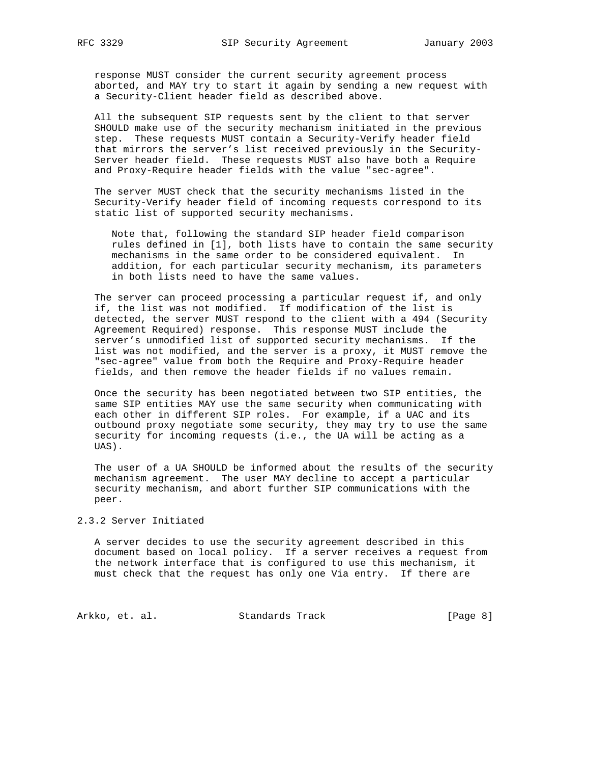response MUST consider the current security agreement process aborted, and MAY try to start it again by sending a new request with a Security-Client header field as described above.

All the subsequent SIP requests sent by the client to that server SHOULD make use of the security mechanism initiated in the previous step. These requests MUST contain a Security-Verify header field that mirrors the server's list received previously in the Security-Server header field. These requests MUST also have both a Require and Proxy-Require header fields with the value "sec-agree".

The server MUST check that the security mechanisms listed in the Security-Verify header field of incoming requests correspond to its static list of supported security mechanisms.

> Note that, following the standard SIP header field comparison rules defined in [1], both lists have to contain the same security mechanisms in the same order to be considered equivalent. In addition, for each particular security mechanism, its parameters in both lists need to have the same values.

The server can proceed processing a particular request if, and only if, the list was not modified. If modification of the list is detected, the server MUST respond to the client with a 494 (Security Agreement Required) response. This response MUST include the server's unmodified list of supported security mechanisms. If the list was not modified, and the server is a proxy, it MUST remove the "sec-agree" value from both the Require and Proxy-Require header fields, and then remove the header fields if no values remain.

Once the security has been negotiated between two SIP entities, the same SIP entities MAY use the same security when communicating with each other in different SIP roles. For example, if a UAC and its outbound proxy negotiate some security, they may try to use the same security for incoming requests (i.e., the UA will be acting as a UAS).

The user of a UA SHOULD be informed about the results of the security mechanism agreement. The user MAY decline to accept a particular security mechanism, and abort further SIP communications with the peer.

### 2.3.2 Server Initiated

A server decides to use the security agreement described in this document based on local policy. If a server receives a request from the network interface that is configured to use this mechanism, it must check that the request has only one Via entry. If there are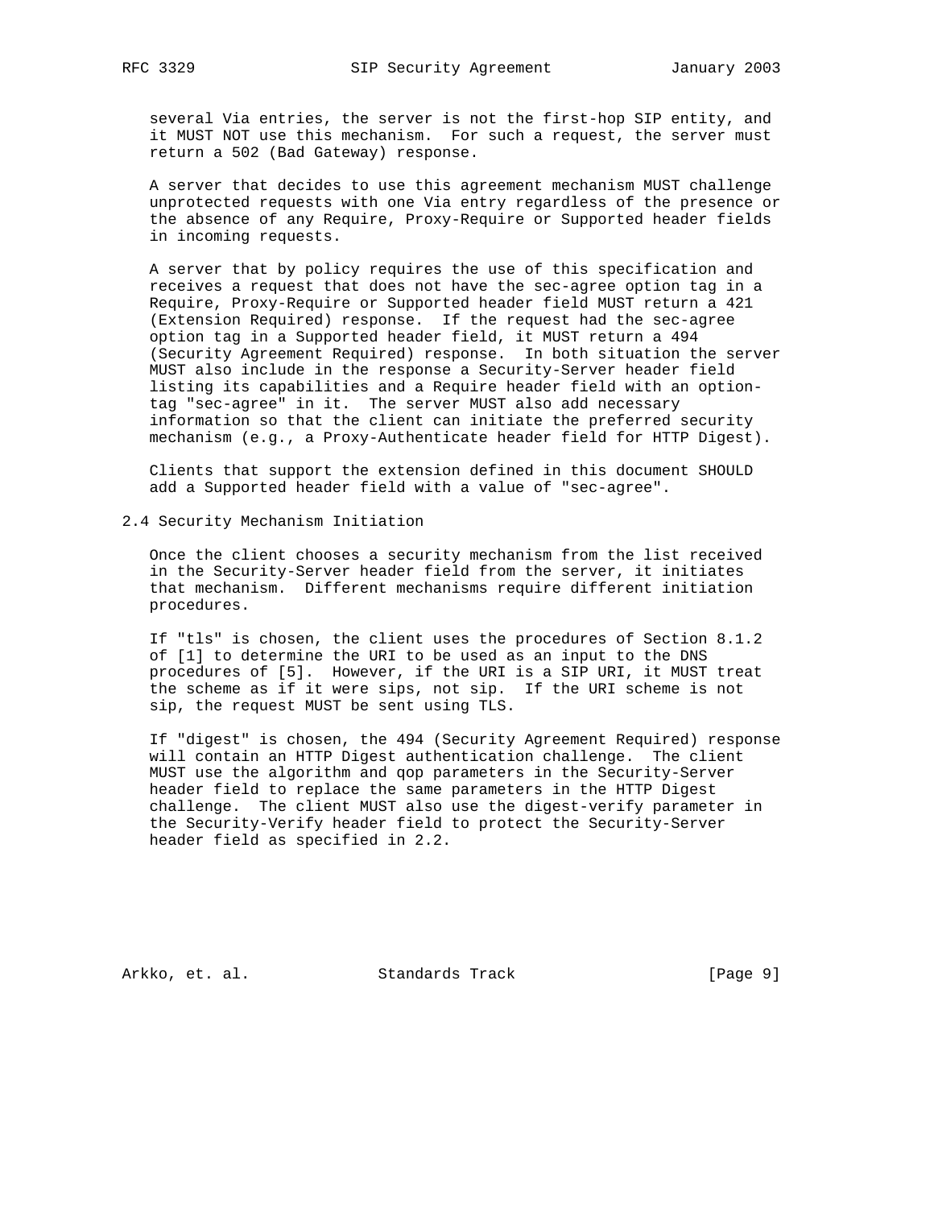several Via entries, the server is not the first-hop SIP entity, and it MUST NOT use this mechanism. For such a request, the server must return a 502 (Bad Gateway) response.

A server that decides to use this agreement mechanism MUST challenge unprotected requests with one Via entry regardless of the presence or the absence of any Require, Proxy-Require or Supported header fields in incoming requests.

A server that by policy requires the use of this specification and receives a request that does not have the sec-agree option tag in a Require, Proxy-Require or Supported header field MUST return a 421 (Extension Required) response. If the request had the sec-agree option tag in a Supported header field, it MUST return a 494 (Security Agreement Required) response. In both situation the server MUST also include in the response a Security-Server header field listing its capabilities and a Require header field with an option-tag "sec-agree" in it. The server MUST also add necessary information so that the client can initiate the preferred security mechanism (e.g., a Proxy-Authenticate header field for HTTP Digest).

Clients that support the extension defined in this document SHOULD add a Supported header field with a value of "sec-agree".

## 2.4 Security Mechanism Initiation

Once the client chooses a security mechanism from the list received in the Security-Server header field from the server, it initiates that mechanism. Different mechanisms require different initiation procedures.

If "tls" is chosen, the client uses the procedures of Section 8.1.2 of [1] to determine the URI to be used as an input to the DNS procedures of [5]. However, if the URI is a SIP URI, it MUST treat the scheme as if it were sips, not sip. If the URI scheme is not sip, the request MUST be sent using TLS.

If "digest" is chosen, the 494 (Security Agreement Required) response will contain an HTTP Digest authentication challenge. The client MUST use the algorithm and qop parameters in the Security-Server header field to replace the same parameters in the HTTP Digest challenge. The client MUST also use the digest-verify parameter in the Security-Verify header field to protect the Security-Server header field as specified in 2.2.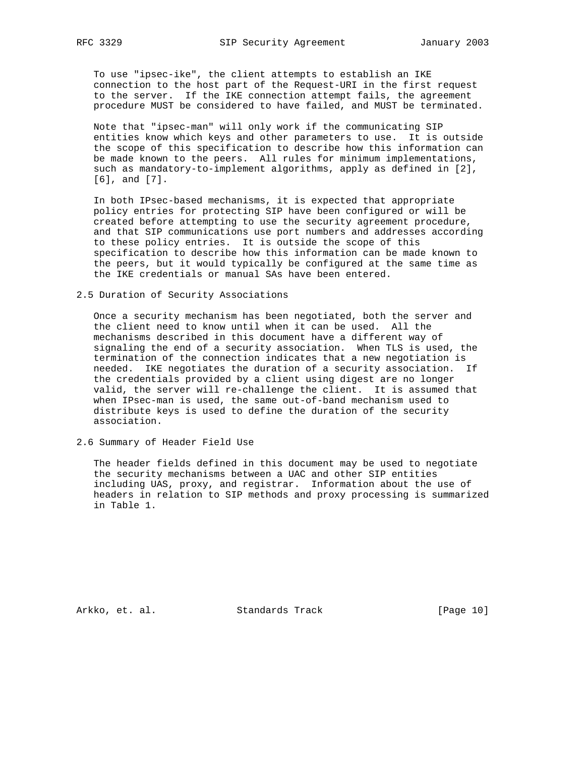To use "ipsec-ike", the client attempts to establish an IKE connection to the host part of the Request-URI in the first request to the server. If the IKE connection attempt fails, the agreement procedure MUST be considered to have failed, and MUST be terminated.

Note that "ipsec-man" will only work if the communicating SIP entities know which keys and other parameters to use. It is outside the scope of this specification to describe how this information can be made known to the peers. All rules for minimum implementations, such as mandatory-to-implement algorithms, apply as defined in [2], [6], and [7].

In both IPsec-based mechanisms, it is expected that appropriate policy entries for protecting SIP have been configured or will be created before attempting to use the security agreement procedure, and that SIP communications use port numbers and addresses according to these policy entries. It is outside the scope of this specification to describe how this information can be made known to the peers, but it would typically be configured at the same time as the IKE credentials or manual SAs have been entered.

### 2.5 Duration of Security Associations

Once a security mechanism has been negotiated, both the server and the client need to know until when it can be used. All the mechanisms described in this document have a different way of signaling the end of a security association. When TLS is used, the termination of the connection indicates that a new negotiation is needed. IKE negotiates the duration of a security association. If the credentials provided by a client using digest are no longer valid, the server will re-challenge the client. It is assumed that when IPsec-man is used, the same out-of-band mechanism used to distribute keys is used to define the duration of the security association.

### 2.6 Summary of Header Field Use

The header fields defined in this document may be used to negotiate the security mechanisms between a UAC and other SIP entities including UAS, proxy, and registrar. Information about the use of headers in relation to SIP methods and proxy processing is summarized in Table 1.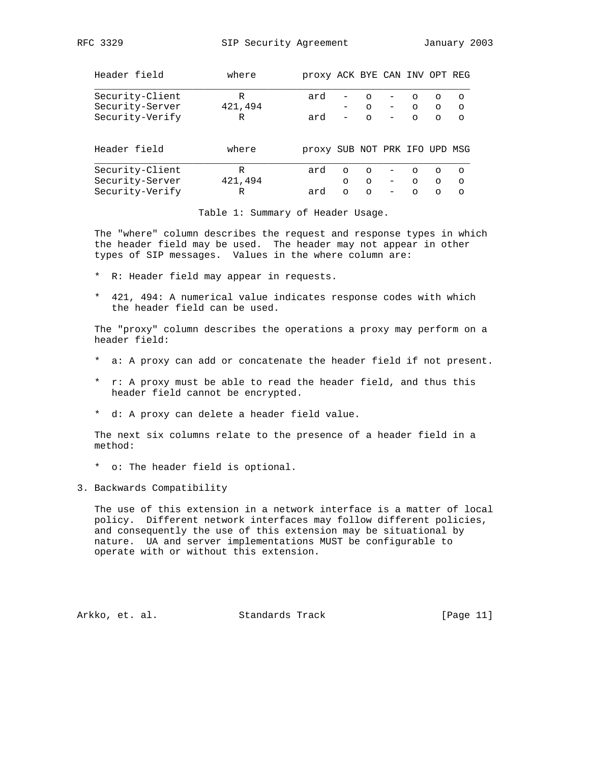| Header field | where | proxy | ACK | BYE | CAN | INV | OPT | REG |
|---|---|---|---|---|---|---|---|---|
| Security-Client | R | ard | - | o | - | o | o | o |
| Security-Server | 421,494 | | - | o | - | o | o | o |
| Security-Verify | R | ard | - | o | - | o | o | o |

| Header field | where | proxy | SUB | NOT | PRK | IFO | UPD | MSG |
|---|---|---|---|---|---|---|---|---|
| Security-Client | R | ard | o | o | - | o | o | o |
| Security-Server | 421,494 | | o | o | - | o | o | o |
| Security-Verify | R | ard | o | o | - | o | o | o |

Table 1: Summary of Header Usage.

The "where" column describes the request and response types in which the header field may be used. The header may not appear in other types of SIP messages. Values in the where column are:

* R: Header field may appear in requests.

* 421, 494: A numerical value indicates response codes with which the header field can be used.

The "proxy" column describes the operations a proxy may perform on a header field:

* a: A proxy can add or concatenate the header field if not present.

* r: A proxy must be able to read the header field, and thus this header field cannot be encrypted.

* d: A proxy can delete a header field value.

The next six columns relate to the presence of a header field in a method:

* o: The header field is optional.

## 3. Backwards Compatibility

The use of this extension in a network interface is a matter of local policy. Different network interfaces may follow different policies, and consequently the use of this extension may be situational by nature. UA and server implementations MUST be configurable to operate with or without this extension.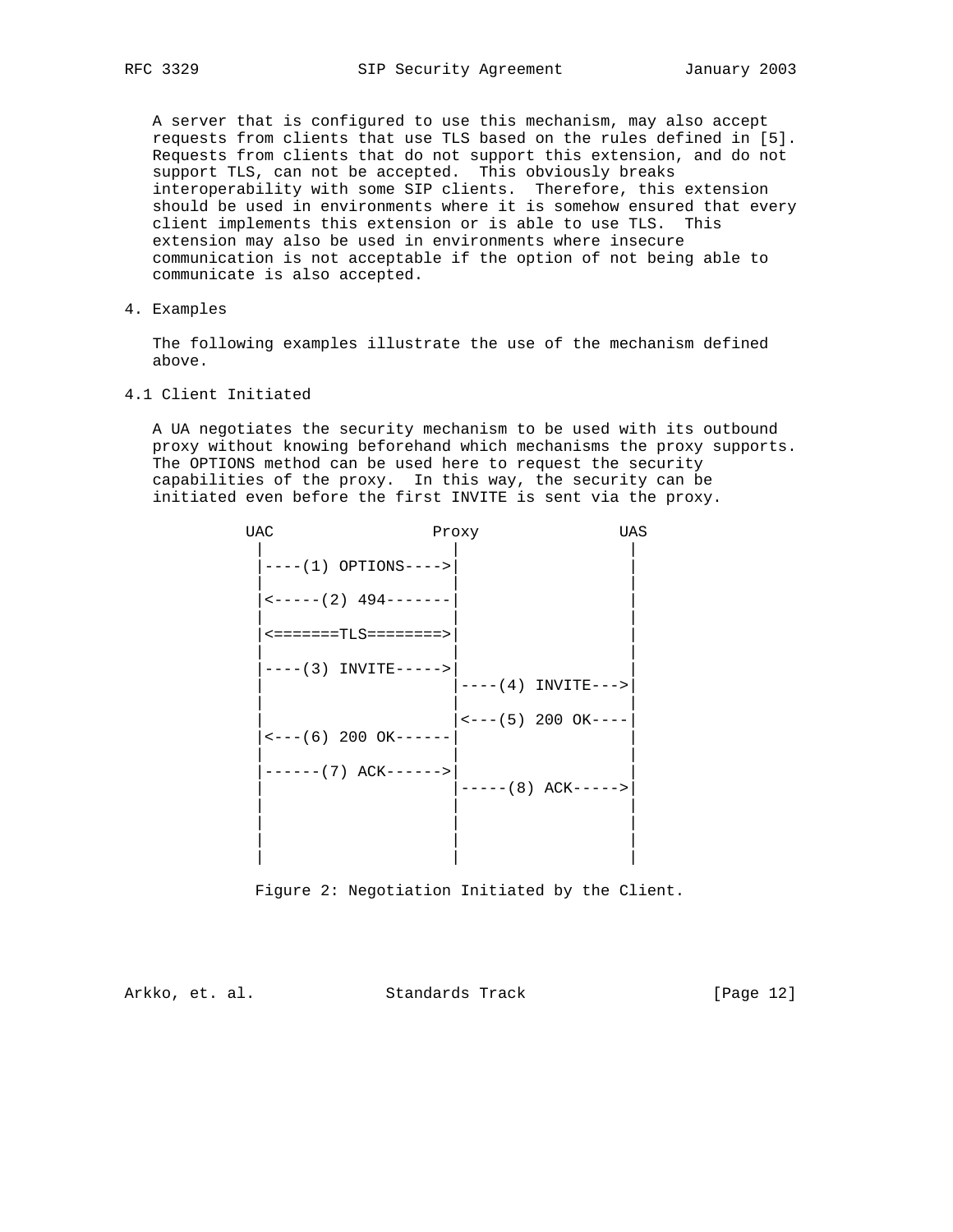A server that is configured to use this mechanism, may also accept requests from clients that use TLS based on the rules defined in [5]. Requests from clients that do not support this extension, and do not support TLS, can not be accepted. This obviously breaks interoperability with some SIP clients. Therefore, this extension should be used in environments where it is somehow ensured that every client implements this extension or is able to use TLS. This extension may also be used in environments where insecure communication is not acceptable if the option of not being able to communicate is also accepted.

## 4. Examples

The following examples illustrate the use of the mechanism defined above.

### 4.1 Client Initiated

A UA negotiates the security mechanism to be used with its outbound proxy without knowing beforehand which mechanisms the proxy supports. The OPTIONS method can be used here to request the security capabilities of the proxy. In this way, the security can be initiated even before the first INVITE is sent via the proxy.

```
          UAC                 Proxy               UAS
           |                    |                   |
           |----(1) OPTIONS---->|                   |
           |                    |                   |
           |<-----(2) 494-------|                   |
           |                    |                   |
           |<=======TLS========>|                   |
           |                    |                   |
           |----(3) INVITE----->|                   |
           |                    |----(4) INVITE--->|
           |                    |                   |
           |                    |<---(5) 200 OK----|
           |<---(6) 200 OK------|                   |
           |                    |                   |
           |------(7) ACK------>|                   |
           |                    |-----(8) ACK----->|
           |                    |                   |
           |                    |                   |
           |                    |                   |
           |                    |                   |
```

Figure 2: Negotiation Initiated by the Client.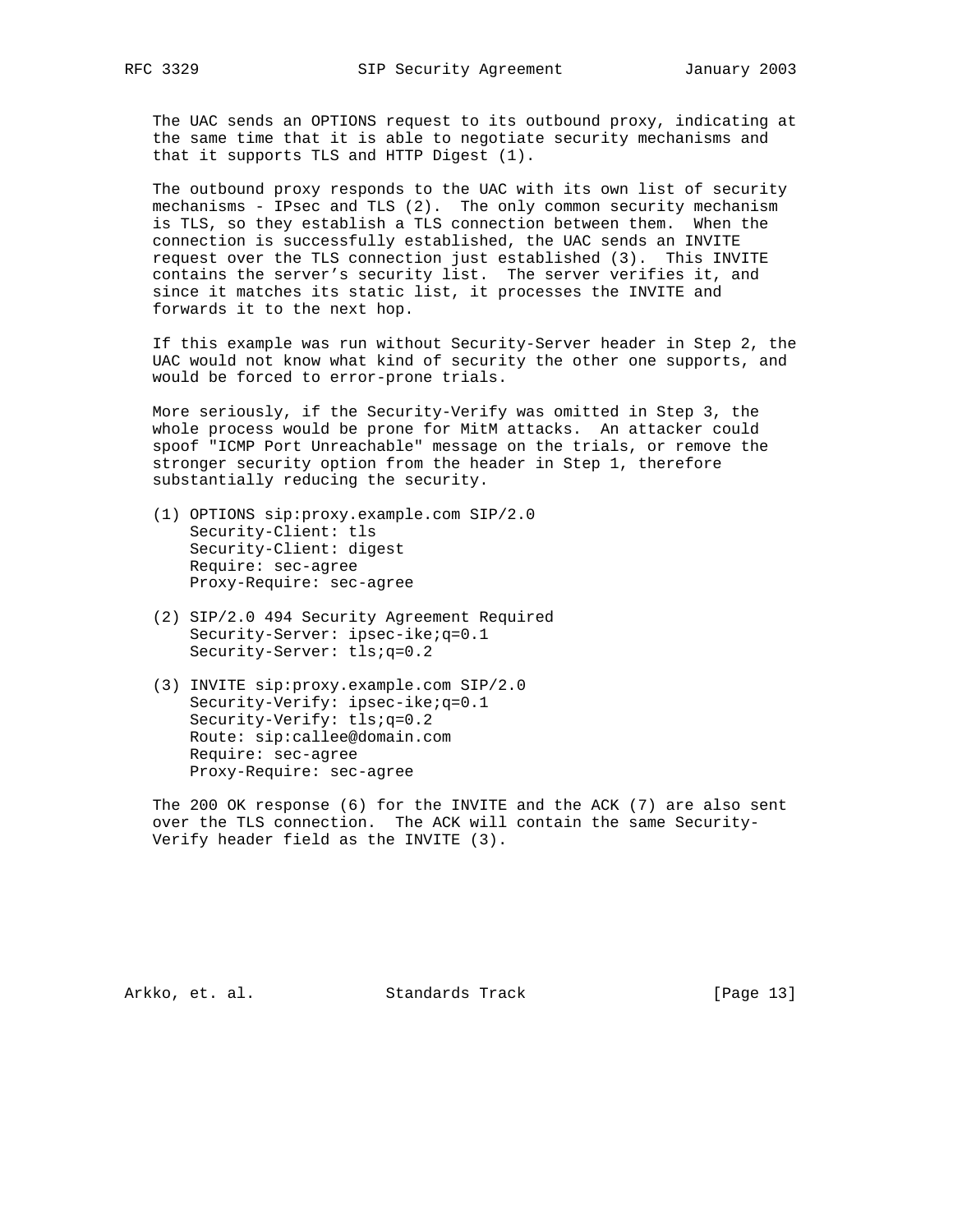The UAC sends an OPTIONS request to its outbound proxy, indicating at the same time that it is able to negotiate security mechanisms and that it supports TLS and HTTP Digest (1).

The outbound proxy responds to the UAC with its own list of security mechanisms - IPsec and TLS (2). The only common security mechanism is TLS, so they establish a TLS connection between them. When the connection is successfully established, the UAC sends an INVITE request over the TLS connection just established (3). This INVITE contains the server's security list. The server verifies it, and since it matches its static list, it processes the INVITE and forwards it to the next hop.

If this example was run without Security-Server header in Step 2, the UAC would not know what kind of security the other one supports, and would be forced to error-prone trials.

More seriously, if the Security-Verify was omitted in Step 3, the whole process would be prone for MitM attacks. An attacker could spoof "ICMP Port Unreachable" message on the trials, or remove the stronger security option from the header in Step 1, therefore substantially reducing the security.

```
(1) OPTIONS sip:proxy.example.com SIP/2.0
    Security-Client: tls
    Security-Client: digest
    Require: sec-agree
    Proxy-Require: sec-agree

(2) SIP/2.0 494 Security Agreement Required
    Security-Server: ipsec-ike;q=0.1
    Security-Server: tls;q=0.2

(3) INVITE sip:proxy.example.com SIP/2.0
    Security-Verify: ipsec-ike;q=0.1
    Security-Verify: tls;q=0.2
    Route: sip:callee@domain.com
    Require: sec-agree
    Proxy-Require: sec-agree
```

The 200 OK response (6) for the INVITE and the ACK (7) are also sent over the TLS connection. The ACK will contain the same Security-Verify header field as the INVITE (3).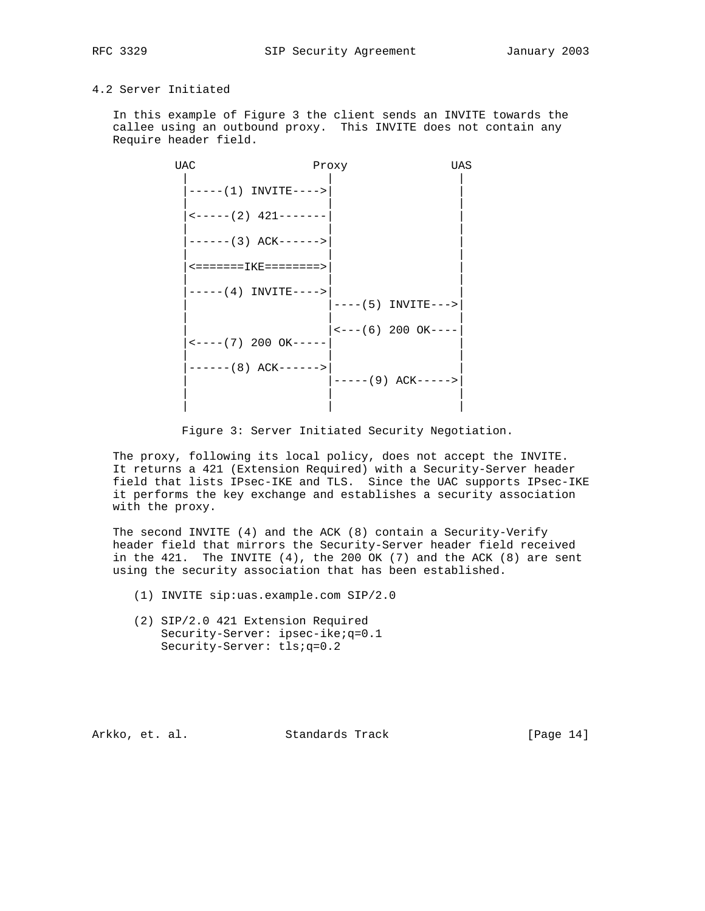### 4.2 Server Initiated

In this example of Figure 3 the client sends an INVITE towards the callee using an outbound proxy. This INVITE does not contain any Require header field.

```
UAC                 Proxy               UAS
 |                    |                  |
 |-----(1) INVITE---->|                  |
 |                    |                  |
 |<-----(2) 421-------|                  |
 |                    |                  |
 |------(3) ACK------>|                  |
 |                    |                  |
 |<=======IKE========>|                  |
 |                    |                  |
 |-----(4) INVITE---->|                  |
 |                    |----(5) INVITE--->|
 |                    |                  |
 |                    |<---(6) 200 OK----|
 |<----(7) 200 OK-----|                  |
 |                    |                  |
 |------(8) ACK------>|                  |
 |                    |-----(9) ACK----->|
 |                    |                  |
 |                    |                  |
```

Figure 3: Server Initiated Security Negotiation.

The proxy, following its local policy, does not accept the INVITE. It returns a 421 (Extension Required) with a Security-Server header field that lists IPsec-IKE and TLS. Since the UAC supports IPsec-IKE it performs the key exchange and establishes a security association with the proxy.

The second INVITE (4) and the ACK (8) contain a Security-Verify header field that mirrors the Security-Server header field received in the 421. The INVITE (4), the 200 OK (7) and the ACK (8) are sent using the security association that has been established.

```
(1) INVITE sip:uas.example.com SIP/2.0

(2) SIP/2.0 421 Extension Required
    Security-Server: ipsec-ike;q=0.1
    Security-Server: tls;q=0.2
```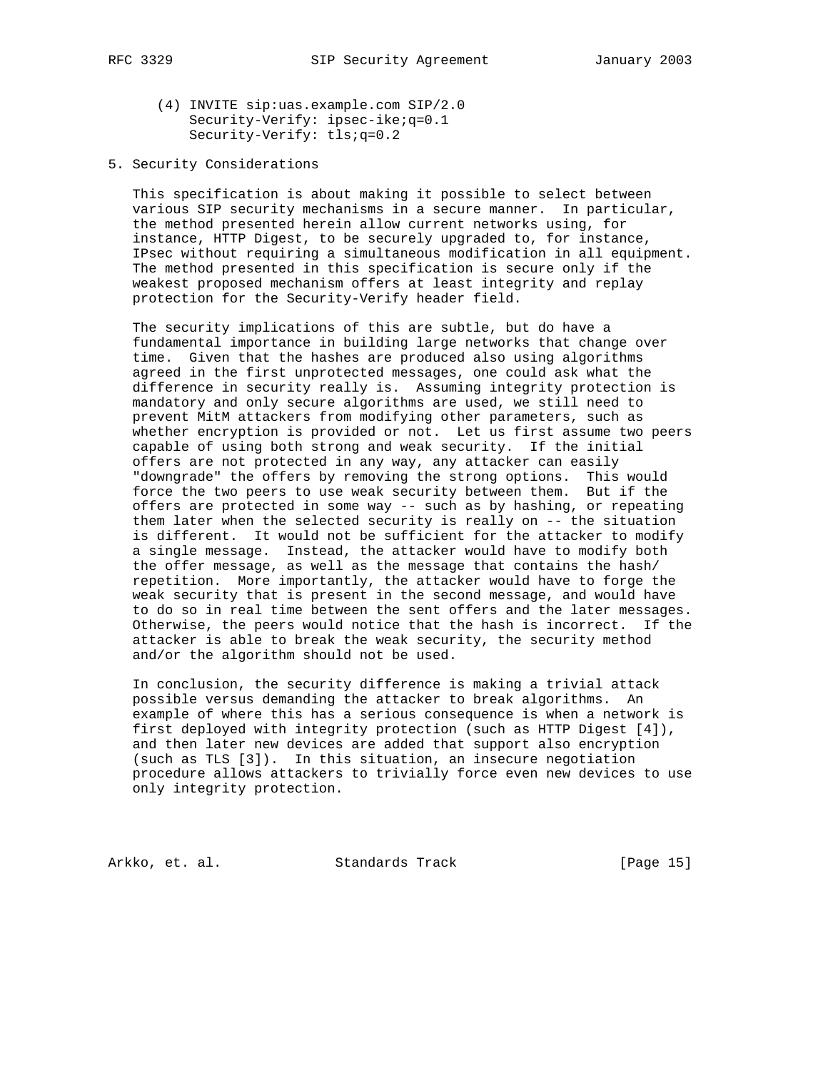```
(4) INVITE sip:uas.example.com SIP/2.0
    Security-Verify: ipsec-ike;q=0.1
    Security-Verify: tls;q=0.2
```

## 5. Security Considerations

This specification is about making it possible to select between various SIP security mechanisms in a secure manner. In particular, the method presented herein allow current networks using, for instance, HTTP Digest, to be securely upgraded to, for instance, IPsec without requiring a simultaneous modification in all equipment. The method presented in this specification is secure only if the weakest proposed mechanism offers at least integrity and replay protection for the Security-Verify header field.

The security implications of this are subtle, but do have a fundamental importance in building large networks that change over time. Given that the hashes are produced also using algorithms agreed in the first unprotected messages, one could ask what the difference in security really is. Assuming integrity protection is mandatory and only secure algorithms are used, we still need to prevent MitM attackers from modifying other parameters, such as whether encryption is provided or not. Let us first assume two peers capable of using both strong and weak security. If the initial offers are not protected in any way, any attacker can easily "downgrade" the offers by removing the strong options. This would force the two peers to use weak security between them. But if the offers are protected in some way -- such as by hashing, or repeating them later when the selected security is really on -- the situation is different. It would not be sufficient for the attacker to modify a single message. Instead, the attacker would have to modify both the offer message, as well as the message that contains the hash/repetition. More importantly, the attacker would have to forge the weak security that is present in the second message, and would have to do so in real time between the sent offers and the later messages. Otherwise, the peers would notice that the hash is incorrect. If the attacker is able to break the weak security, the security method and/or the algorithm should not be used.

In conclusion, the security difference is making a trivial attack possible versus demanding the attacker to break algorithms. An example of where this has a serious consequence is when a network is first deployed with integrity protection (such as HTTP Digest [4]), and then later new devices are added that support also encryption (such as TLS [3]). In this situation, an insecure negotiation procedure allows attackers to trivially force even new devices to use only integrity protection.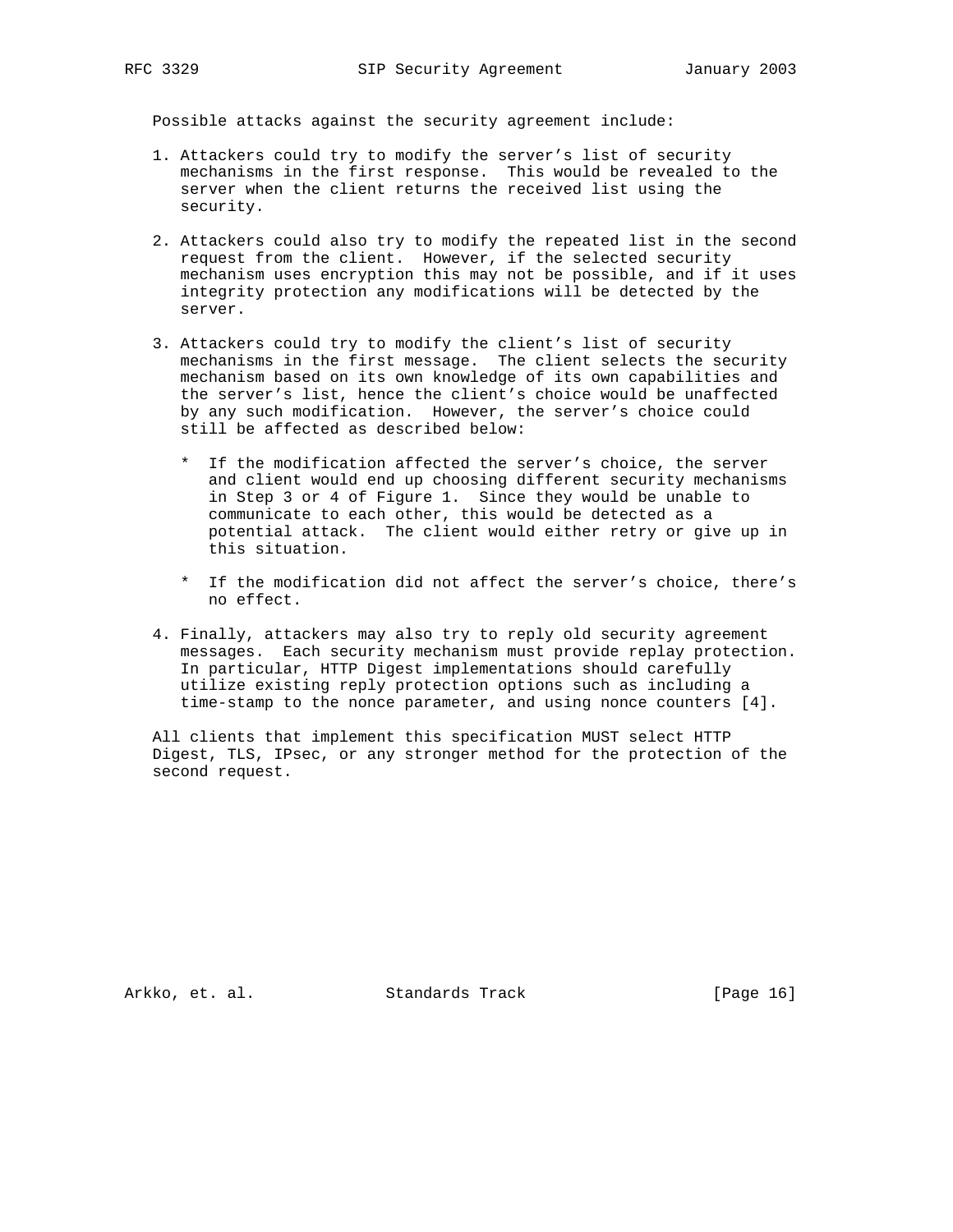Possible attacks against the security agreement include:

1. Attackers could try to modify the server's list of security mechanisms in the first response. This would be revealed to the server when the client returns the received list using the security.

2. Attackers could also try to modify the repeated list in the second request from the client. However, if the selected security mechanism uses encryption this may not be possible, and if it uses integrity protection any modifications will be detected by the server.

3. Attackers could try to modify the client's list of security mechanisms in the first message. The client selects the security mechanism based on its own knowledge of its own capabilities and the server's list, hence the client's choice would be unaffected by any such modification. However, the server's choice could still be affected as described below:

   * If the modification affected the server's choice, the server and client would end up choosing different security mechanisms in Step 3 or 4 of Figure 1. Since they would be unable to communicate to each other, this would be detected as a potential attack. The client would either retry or give up in this situation.

   * If the modification did not affect the server's choice, there's no effect.

4. Finally, attackers may also try to reply old security agreement messages. Each security mechanism must provide replay protection. In particular, HTTP Digest implementations should carefully utilize existing reply protection options such as including a time-stamp to the nonce parameter, and using nonce counters [4].

All clients that implement this specification MUST select HTTP Digest, TLS, IPsec, or any stronger method for the protection of the second request.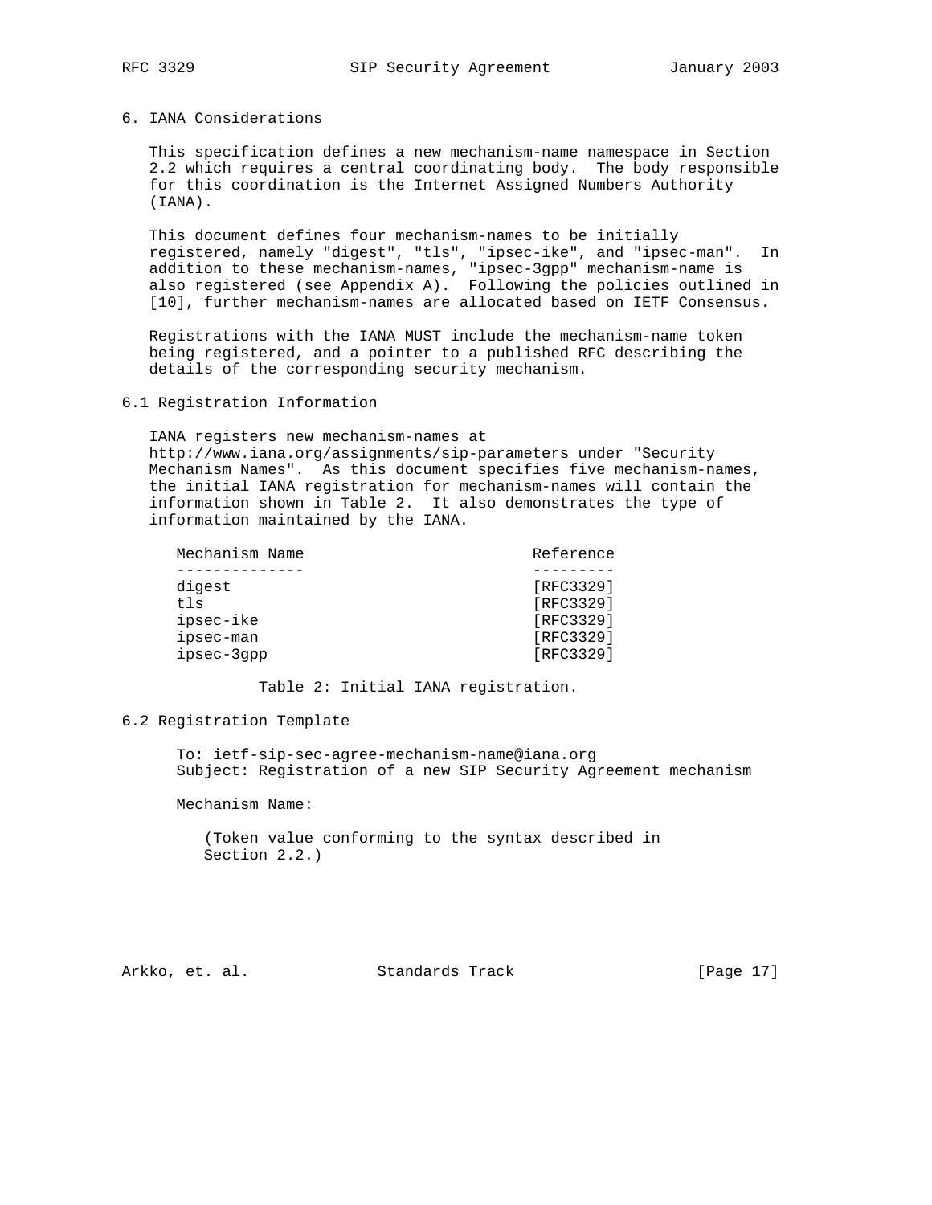## 6. IANA Considerations

This specification defines a new mechanism-name namespace in Section 2.2 which requires a central coordinating body. The body responsible for this coordination is the Internet Assigned Numbers Authority (IANA).

This document defines four mechanism-names to be initially registered, namely "digest", "tls", "ipsec-ike", and "ipsec-man". In addition to these mechanism-names, "ipsec-3gpp" mechanism-name is also registered (see Appendix A). Following the policies outlined in [10], further mechanism-names are allocated based on IETF Consensus.

Registrations with the IANA MUST include the mechanism-name token being registered, and a pointer to a published RFC describing the details of the corresponding security mechanism.

### 6.1 Registration Information

IANA registers new mechanism-names at http://www.iana.org/assignments/sip-parameters under "Security Mechanism Names". As this document specifies five mechanism-names, the initial IANA registration for mechanism-names will contain the information shown in Table 2. It also demonstrates the type of information maintained by the IANA.

| Mechanism Name | Reference |
|---|---|
| digest | [RFC3329] |
| tls | [RFC3329] |
| ipsec-ike | [RFC3329] |
| ipsec-man | [RFC3329] |
| ipsec-3gpp | [RFC3329] |

Table 2: Initial IANA registration.

### 6.2 Registration Template

```
To: ietf-sip-sec-agree-mechanism-name@iana.org
Subject: Registration of a new SIP Security Agreement mechanism

Mechanism Name:

   (Token value conforming to the syntax described in
   Section 2.2.)
```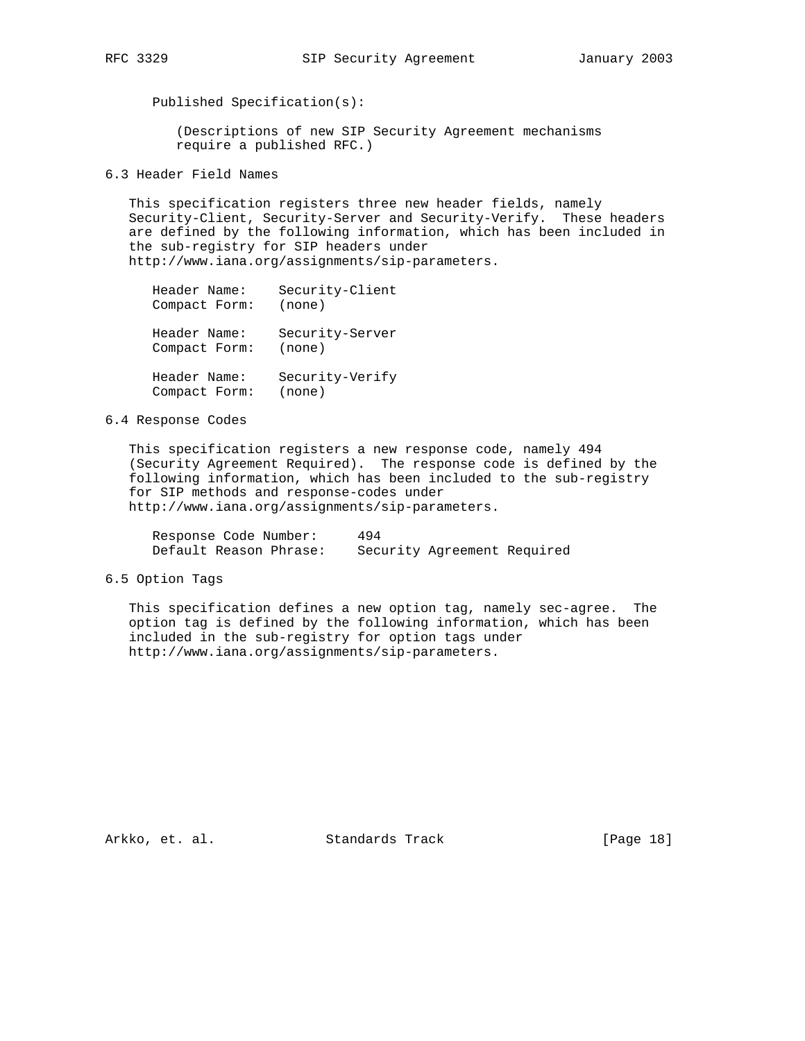Published Specification(s):

(Descriptions of new SIP Security Agreement mechanisms require a published RFC.)

### 6.3 Header Field Names

This specification registers three new header fields, namely Security-Client, Security-Server and Security-Verify. These headers are defined by the following information, which has been included in the sub-registry for SIP headers under http://www.iana.org/assignments/sip-parameters.

```
Header Name:    Security-Client
Compact Form:   (none)

Header Name:    Security-Server
Compact Form:   (none)

Header Name:    Security-Verify
Compact Form:   (none)
```

### 6.4 Response Codes

This specification registers a new response code, namely 494 (Security Agreement Required). The response code is defined by the following information, which has been included to the sub-registry for SIP methods and response-codes under http://www.iana.org/assignments/sip-parameters.

```
Response Code Number:     494
Default Reason Phrase:    Security Agreement Required
```

### 6.5 Option Tags

This specification defines a new option tag, namely sec-agree. The option tag is defined by the following information, which has been included in the sub-registry for option tags under http://www.iana.org/assignments/sip-parameters.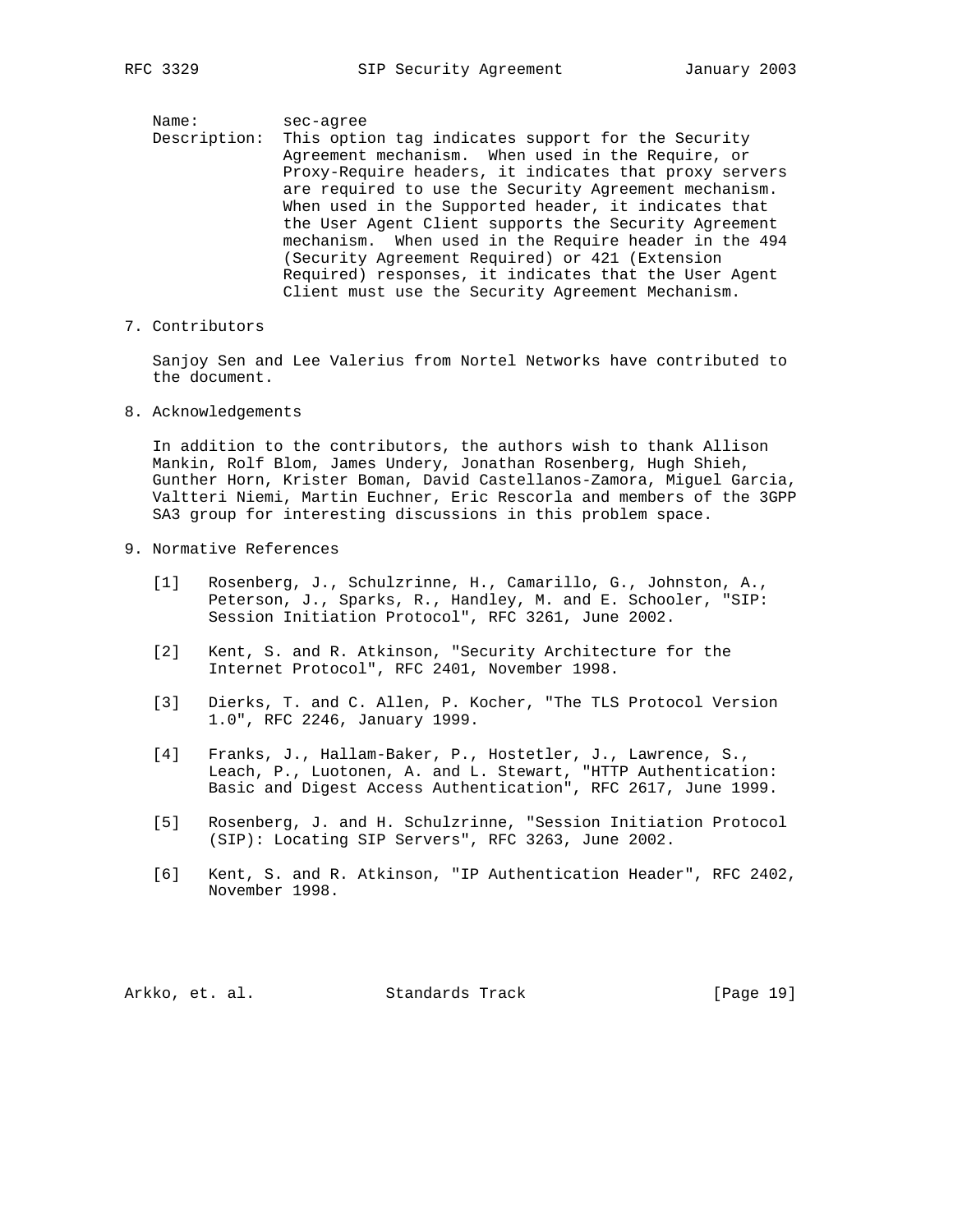Name: sec-agree

Description: This option tag indicates support for the Security Agreement mechanism. When used in the Require, or Proxy-Require headers, it indicates that proxy servers are required to use the Security Agreement mechanism. When used in the Supported header, it indicates that the User Agent Client supports the Security Agreement mechanism. When used in the Require header in the 494 (Security Agreement Required) or 421 (Extension Required) responses, it indicates that the User Agent Client must use the Security Agreement Mechanism.

## 7. Contributors

Sanjoy Sen and Lee Valerius from Nortel Networks have contributed to the document.

## 8. Acknowledgements

In addition to the contributors, the authors wish to thank Allison Mankin, Rolf Blom, James Undery, Jonathan Rosenberg, Hugh Shieh, Gunther Horn, Krister Boman, David Castellanos-Zamora, Miguel Garcia, Valtteri Niemi, Martin Euchner, Eric Rescorla and members of the 3GPP SA3 group for interesting discussions in this problem space.

## 9. Normative References

[1] Rosenberg, J., Schulzrinne, H., Camarillo, G., Johnston, A., Peterson, J., Sparks, R., Handley, M. and E. Schooler, "SIP: Session Initiation Protocol", RFC 3261, June 2002.

[2] Kent, S. and R. Atkinson, "Security Architecture for the Internet Protocol", RFC 2401, November 1998.

[3] Dierks, T. and C. Allen, P. Kocher, "The TLS Protocol Version 1.0", RFC 2246, January 1999.

[4] Franks, J., Hallam-Baker, P., Hostetler, J., Lawrence, S., Leach, P., Luotonen, A. and L. Stewart, "HTTP Authentication: Basic and Digest Access Authentication", RFC 2617, June 1999.

[5] Rosenberg, J. and H. Schulzrinne, "Session Initiation Protocol (SIP): Locating SIP Servers", RFC 3263, June 2002.

[6] Kent, S. and R. Atkinson, "IP Authentication Header", RFC 2402, November 1998.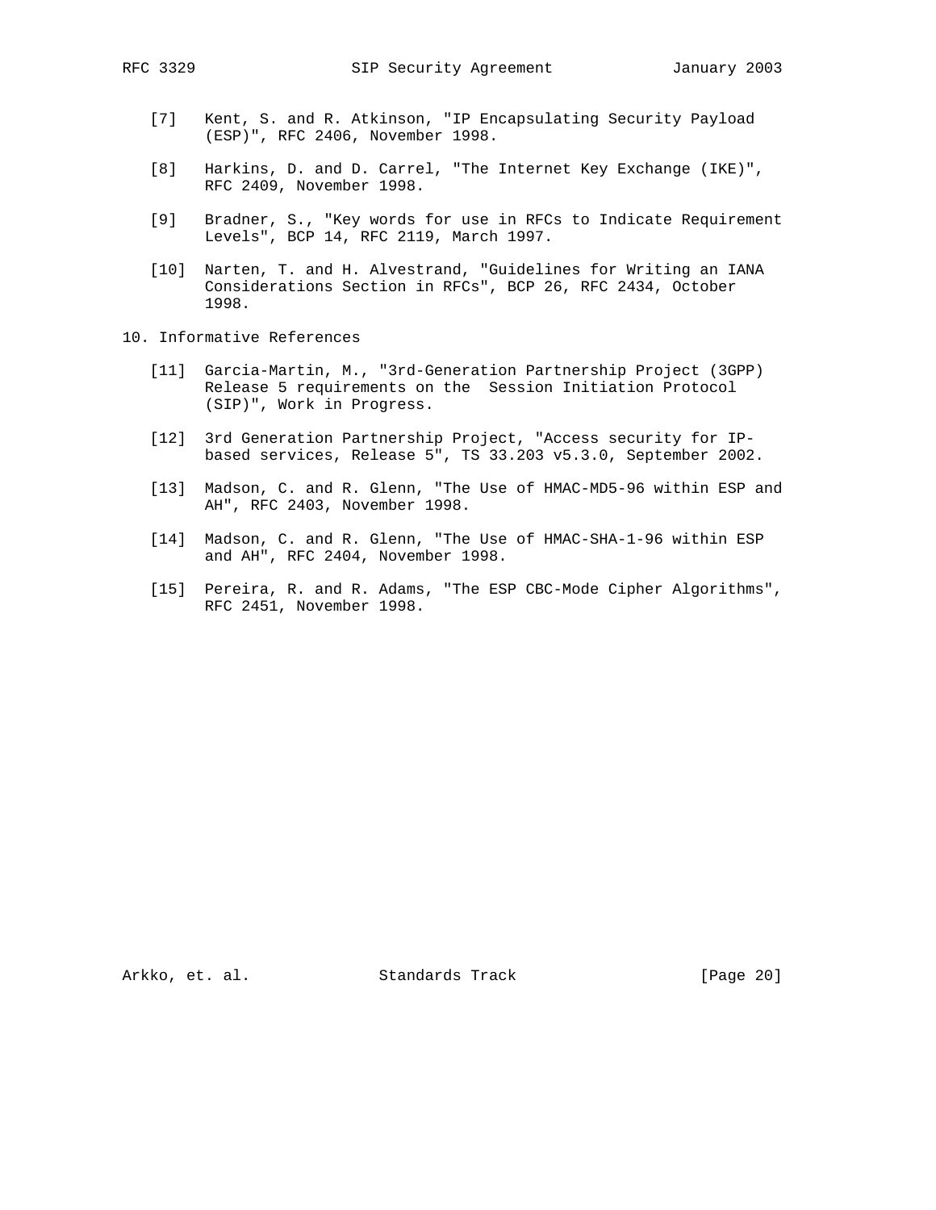[7] Kent, S. and R. Atkinson, "IP Encapsulating Security Payload (ESP)", RFC 2406, November 1998.

[8] Harkins, D. and D. Carrel, "The Internet Key Exchange (IKE)", RFC 2409, November 1998.

[9] Bradner, S., "Key words for use in RFCs to Indicate Requirement Levels", BCP 14, RFC 2119, March 1997.

[10] Narten, T. and H. Alvestrand, "Guidelines for Writing an IANA Considerations Section in RFCs", BCP 26, RFC 2434, October 1998.

## 10. Informative References

[11] Garcia-Martin, M., "3rd-Generation Partnership Project (3GPP) Release 5 requirements on the Session Initiation Protocol (SIP)", Work in Progress.

[12] 3rd Generation Partnership Project, "Access security for IP-based services, Release 5", TS 33.203 v5.3.0, September 2002.

[13] Madson, C. and R. Glenn, "The Use of HMAC-MD5-96 within ESP and AH", RFC 2403, November 1998.

[14] Madson, C. and R. Glenn, "The Use of HMAC-SHA-1-96 within ESP and AH", RFC 2404, November 1998.

[15] Pereira, R. and R. Adams, "The ESP CBC-Mode Cipher Algorithms", RFC 2451, November 1998.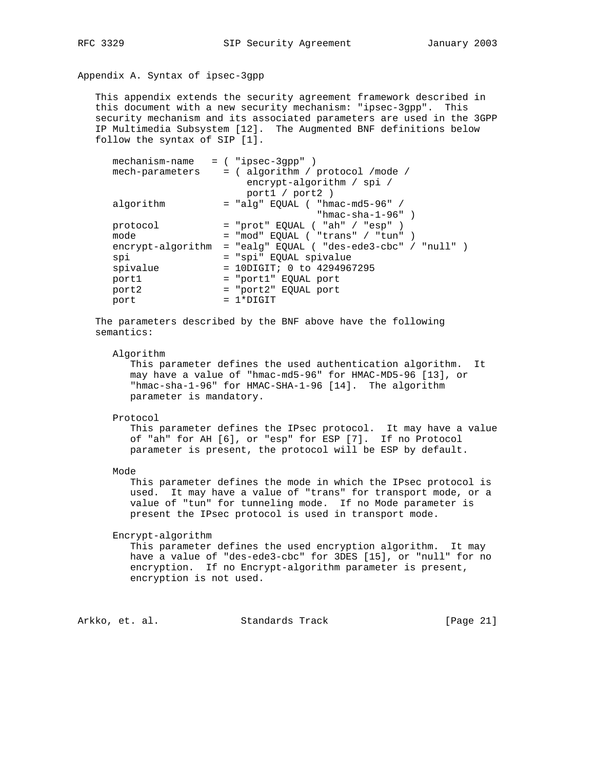## Appendix A. Syntax of ipsec-3gpp

This appendix extends the security agreement framework described in this document with a new security mechanism: "ipsec-3gpp". This security mechanism and its associated parameters are used in the 3GPP IP Multimedia Subsystem [12]. The Augmented BNF definitions below follow the syntax of SIP [1].

```
mechanism-name   = ( "ipsec-3gpp" )
mech-parameters    = ( algorithm / protocol /mode /
                       encrypt-algorithm / spi /
                       port1 / port2 )
algorithm          = "alg" EQUAL ( "hmac-md5-96" /
                                   "hmac-sha-1-96" )
protocol           = "prot" EQUAL ( "ah" / "esp" )
mode               = "mod" EQUAL ( "trans" / "tun" )
encrypt-algorithm  = "ealg" EQUAL ( "des-ede3-cbc" / "null" )
spi                = "spi" EQUAL spivalue
spivalue           = 10DIGIT; 0 to 4294967295
port1              = "port1" EQUAL port
port2              = "port2" EQUAL port
port               = 1*DIGIT
```

The parameters described by the BNF above have the following semantics:

Algorithm
: This parameter defines the used authentication algorithm. It may have a value of "hmac-md5-96" for HMAC-MD5-96 [13], or "hmac-sha-1-96" for HMAC-SHA-1-96 [14]. The algorithm parameter is mandatory.

Protocol
: This parameter defines the IPsec protocol. It may have a value of "ah" for AH [6], or "esp" for ESP [7]. If no Protocol parameter is present, the protocol will be ESP by default.

Mode
: This parameter defines the mode in which the IPsec protocol is used. It may have a value of "trans" for transport mode, or a value of "tun" for tunneling mode. If no Mode parameter is present the IPsec protocol is used in transport mode.

Encrypt-algorithm
: This parameter defines the used encryption algorithm. It may have a value of "des-ede3-cbc" for 3DES [15], or "null" for no encryption. If no Encrypt-algorithm parameter is present, encryption is not used.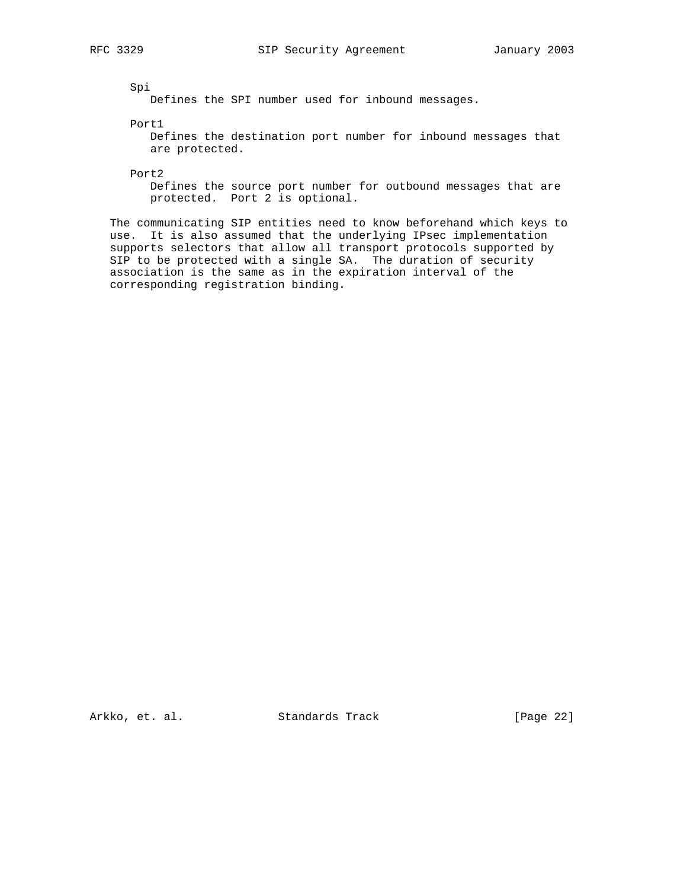Spi
: Defines the SPI number used for inbound messages.

Port1
: Defines the destination port number for inbound messages that are protected.

Port2
: Defines the source port number for outbound messages that are protected. Port 2 is optional.

The communicating SIP entities need to know beforehand which keys to use. It is also assumed that the underlying IPsec implementation supports selectors that allow all transport protocols supported by SIP to be protected with a single SA. The duration of security association is the same as in the expiration interval of the corresponding registration binding.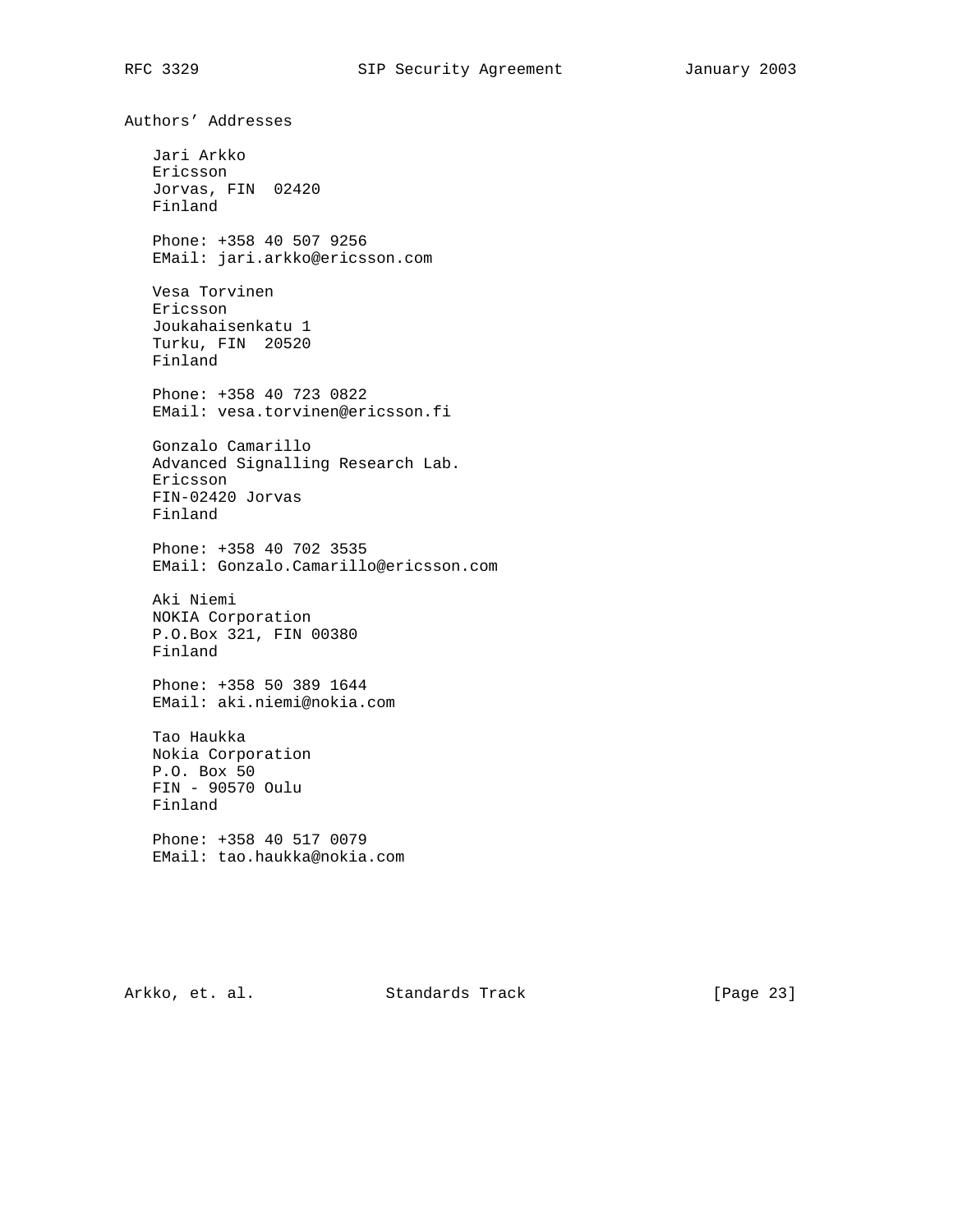## Authors' Addresses

Jari Arkko
Ericsson
Jorvas, FIN 02420
Finland

Phone: +358 40 507 9256
EMail: jari.arkko@ericsson.com

Vesa Torvinen
Ericsson
Joukahaisenkatu 1
Turku, FIN 20520
Finland

Phone: +358 40 723 0822
EMail: vesa.torvinen@ericsson.fi

Gonzalo Camarillo
Advanced Signalling Research Lab.
Ericsson
FIN-02420 Jorvas
Finland

Phone: +358 40 702 3535
EMail: Gonzalo.Camarillo@ericsson.com

Aki Niemi
NOKIA Corporation
P.O.Box 321, FIN 00380
Finland

Phone: +358 50 389 1644
EMail: aki.niemi@nokia.com

Tao Haukka
Nokia Corporation
P.O. Box 50
FIN - 90570 Oulu
Finland

Phone: +358 40 517 0079
EMail: tao.haukka@nokia.com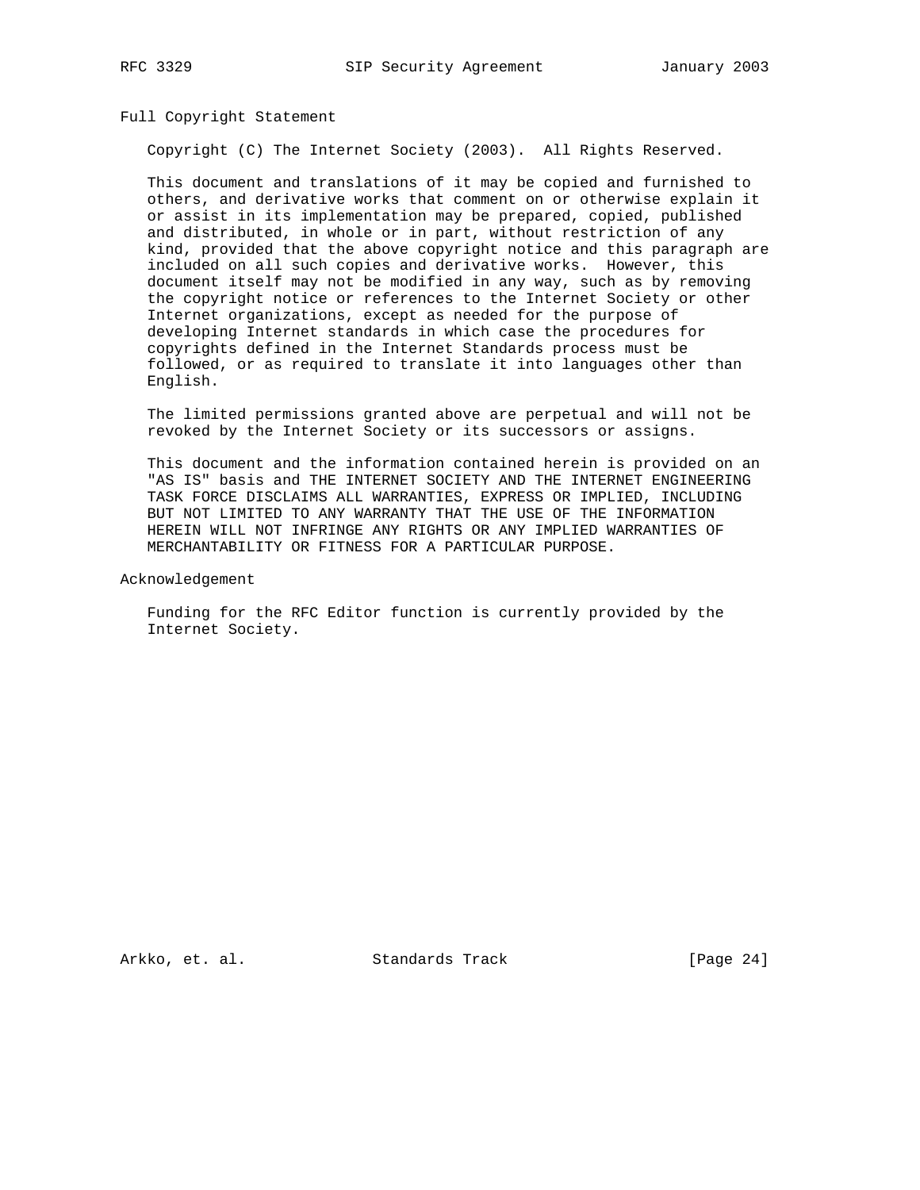## Full Copyright Statement

Copyright (C) The Internet Society (2003). All Rights Reserved.

This document and translations of it may be copied and furnished to others, and derivative works that comment on or otherwise explain it or assist in its implementation may be prepared, copied, published and distributed, in whole or in part, without restriction of any kind, provided that the above copyright notice and this paragraph are included on all such copies and derivative works. However, this document itself may not be modified in any way, such as by removing the copyright notice or references to the Internet Society or other Internet organizations, except as needed for the purpose of developing Internet standards in which case the procedures for copyrights defined in the Internet Standards process must be followed, or as required to translate it into languages other than English.

The limited permissions granted above are perpetual and will not be revoked by the Internet Society or its successors or assigns.

This document and the information contained herein is provided on an "AS IS" basis and THE INTERNET SOCIETY AND THE INTERNET ENGINEERING TASK FORCE DISCLAIMS ALL WARRANTIES, EXPRESS OR IMPLIED, INCLUDING BUT NOT LIMITED TO ANY WARRANTY THAT THE USE OF THE INFORMATION HEREIN WILL NOT INFRINGE ANY RIGHTS OR ANY IMPLIED WARRANTIES OF MERCHANTABILITY OR FITNESS FOR A PARTICULAR PURPOSE.

## Acknowledgement

Funding for the RFC Editor function is currently provided by the Internet Society.